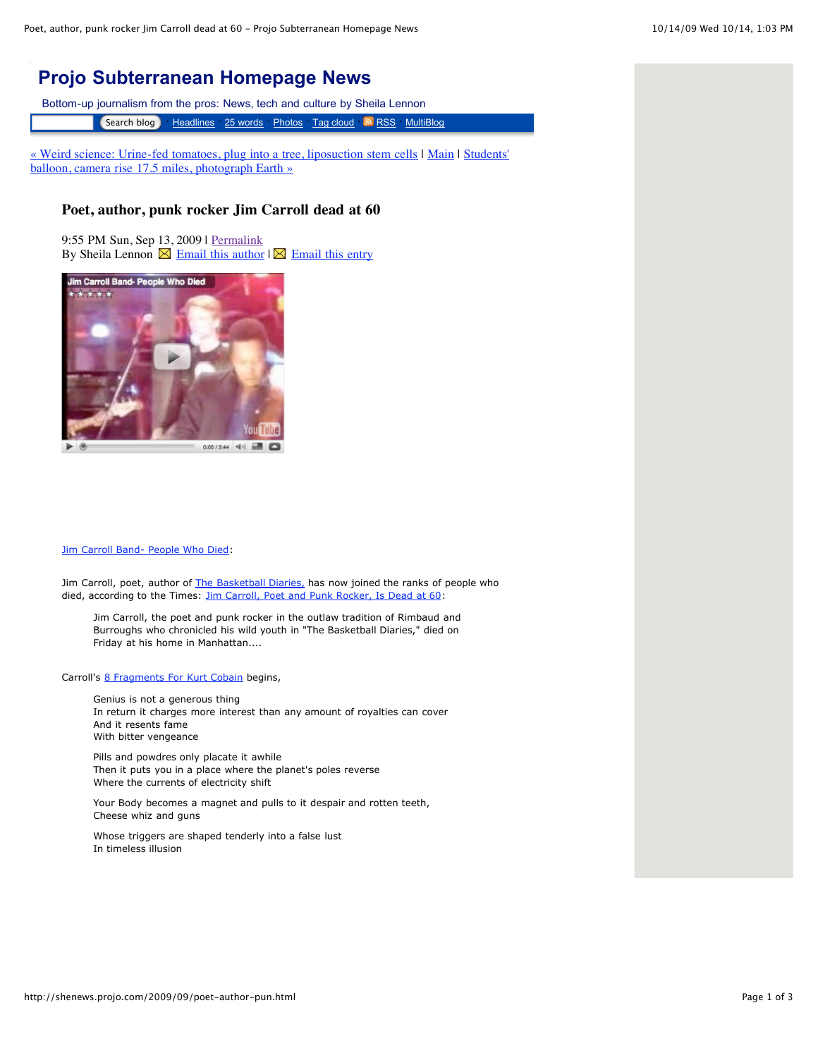# Projo Subterranean Homepage News

Bottom-up journalism from the pros: News, tech and culture by Sheila Lennon

Search blog · Headlines · 25 words · Photos · Tag cloud · RSS · MultiBlog

« Weird science: Urine-fed tomatoes, plug into a tree, liposuction stem cells | Main | Students' balloon, camera rise 17.5 miles, photograph Earth »

## Poet, author, punk rocker Jim Carroll dead at 60

9:55 PM Sun, Sep 13, 2009 | Permalink
By Sheila Lennon Email this author | Email this entry

Jim Carroll Band- People Who Died:

Jim Carroll, poet, author of The Basketball Diaries, has now joined the ranks of people who died, according to the Times: Jim Carroll, Poet and Punk Rocker, Is Dead at 60:

> Jim Carroll, the poet and punk rocker in the outlaw tradition of Rimbaud and Burroughs who chronicled his wild youth in "The Basketball Diaries," died on Friday at his home in Manhattan....

Carroll's 8 Fragments For Kurt Cobain begins,

> Genius is not a generous thing
> In return it charges more interest than any amount of royalties can cover
> And it resents fame
> With bitter vengeance
>
> Pills and powdres only placate it awhile
> Then it puts you in a place where the planet's poles reverse
> Where the currents of electricity shift
>
> Your Body becomes a magnet and pulls to it despair and rotten teeth,
> Cheese whiz and guns
>
> Whose triggers are shaped tenderly into a false lust
> In timeless illusion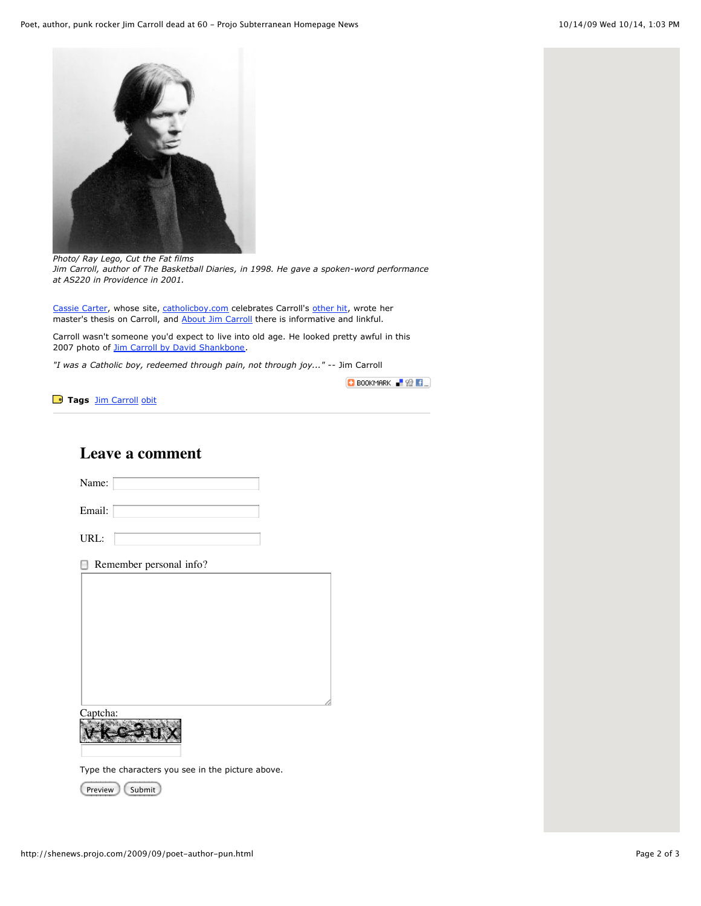*Photo/ Ray Lego, Cut the Fat films*
*Jim Carroll, author of The Basketball Diaries, in 1998. He gave a spoken-word performance at AS220 in Providence in 2001.*

Cassie Carter, whose site, catholicboy.com celebrates Carroll's other hit, wrote her master's thesis on Carroll, and About Jim Carroll there is informative and linkful.

Carroll wasn't someone you'd expect to live into old age. He looked pretty awful in this 2007 photo of Jim Carroll by David Shankbone.

*"I was a Catholic boy, redeemed through pain, not through joy..."* -- Jim Carroll

BOOKMARK

**Tags** Jim Carroll obit

## Leave a comment

Name:

Email:

URL:

Remember personal info?

Captcha:

Type the characters you see in the picture above.

Preview Submit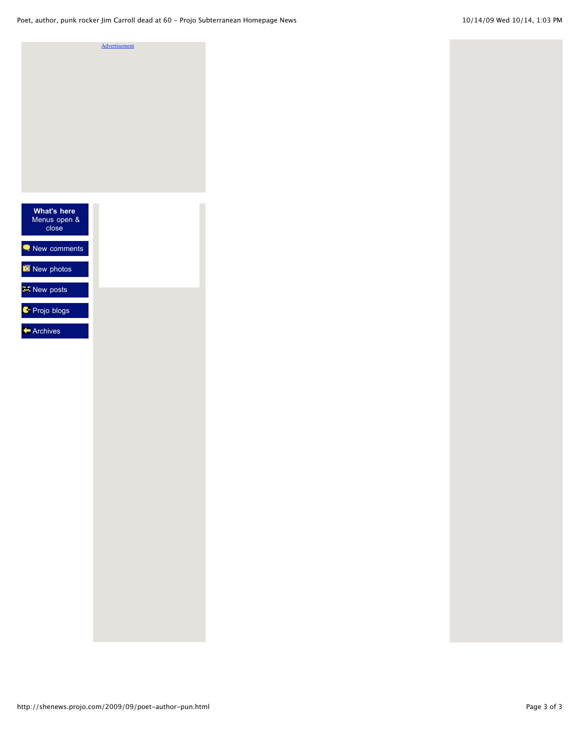Advertisement

**What's here**
Menus open & close

- New comments
- New photos
- New posts
- Projo blogs
- Archives